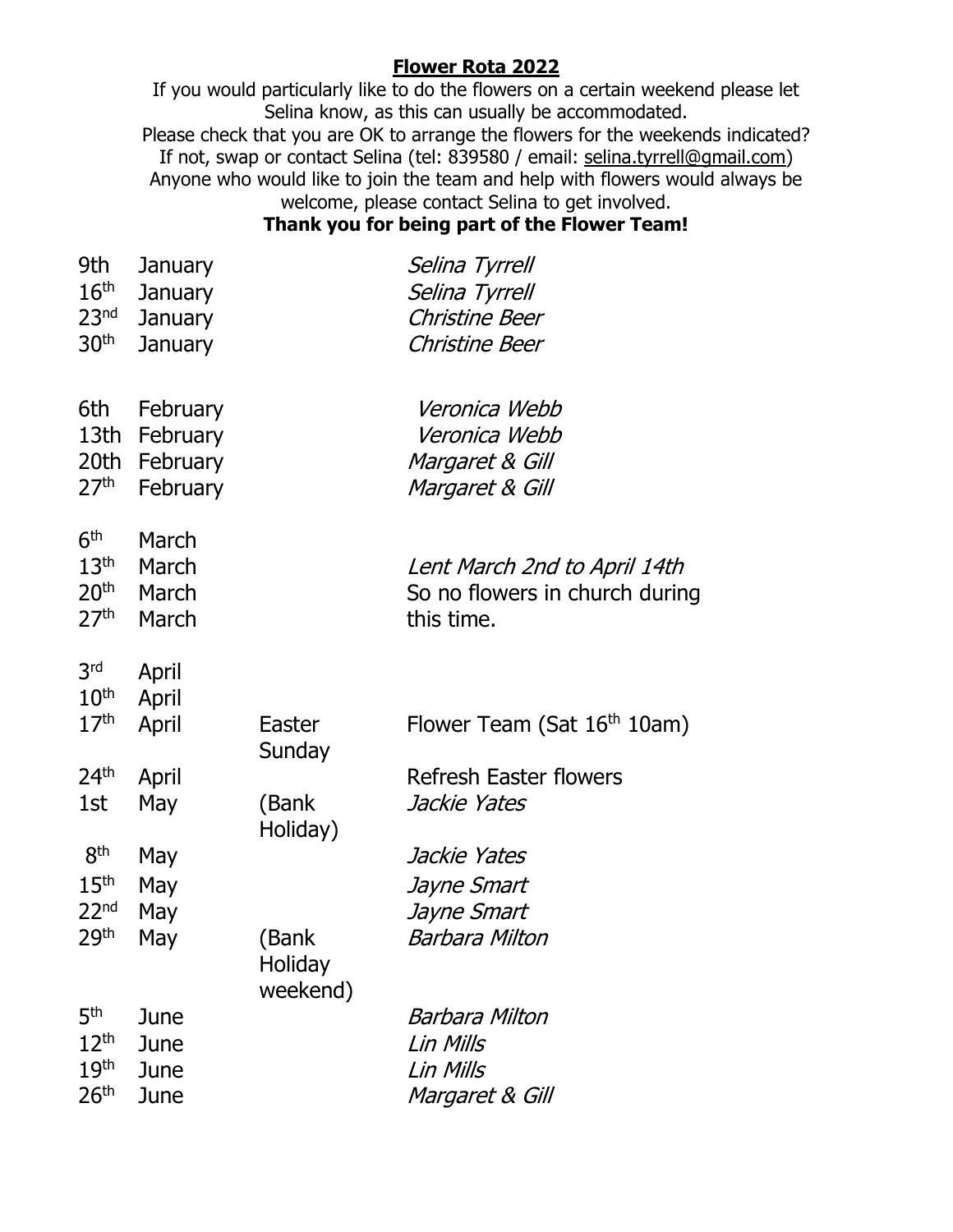# **Flower Rota 2022**

If you would particularly like to do the flowers on a certain weekend please let Selina know, as this can usually be accommodated.
Please check that you are OK to arrange the flowers for the weekends indicated?
If not, swap or contact Selina (tel: 839580 / email: selina.tyrrell@gmail.com)
Anyone who would like to join the team and help with flowers would always be welcome, please contact Selina to get involved.

**Thank you for being part of the Flower Team!**

| | | | |
|---|---|---|---|
| 9th | January | | *Selina Tyrrell* |
| 16th | January | | *Selina Tyrrell* |
| 23rd | January | | *Christine Beer* |
| 30th | January | | *Christine Beer* |
| | | | |
| 6th | February | | *Veronica Webb* |
| 13th | February | | *Veronica Webb* |
| 20th | February | | *Margaret & Gill* |
| 27th | February | | *Margaret & Gill* |
| | | | |
| 6th | March | | |
| 13th | March | | *Lent March 2nd to April 14th* |
| 20th | March | | So no flowers in church during |
| 27th | March | | this time. |
| | | | |
| 3rd | April | | |
| 10th | April | | |
| 17th | April | Easter Sunday | Flower Team (Sat 16th 10am) |
| 24th | April | | Refresh Easter flowers |
| 1st | May | (Bank Holiday) | *Jackie Yates* |
| 8th | May | | *Jackie Yates* |
| 15th | May | | *Jayne Smart* |
| 22nd | May | | *Jayne Smart* |
| 29th | May | (Bank Holiday weekend) | *Barbara Milton* |
| 5th | June | | *Barbara Milton* |
| 12th | June | | *Lin Mills* |
| 19th | June | | *Lin Mills* |
| 26th | June | | *Margaret & Gill* |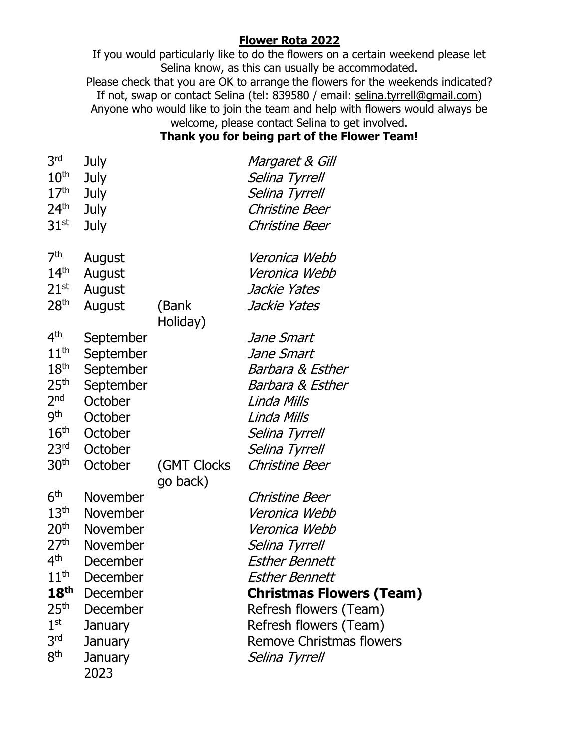**Flower Rota 2022**

If you would particularly like to do the flowers on a certain weekend please let Selina know, as this can usually be accommodated.
Please check that you are OK to arrange the flowers for the weekends indicated?
If not, swap or contact Selina (tel: 839580 / email: selina.tyrrell@gmail.com)
Anyone who would like to join the team and help with flowers would always be welcome, please contact Selina to get involved.

**Thank you for being part of the Flower Team!**

| | | | |
|---|---|---|---|
| 3rd | July | | *Margaret & Gill* |
| 10th | July | | *Selina Tyrrell* |
| 17th | July | | *Selina Tyrrell* |
| 24th | July | | *Christine Beer* |
| 31st | July | | *Christine Beer* |
| 7th | August | | *Veronica Webb* |
| 14th | August | | *Veronica Webb* |
| 21st | August | | *Jackie Yates* |
| 28th | August | (Bank Holiday) | *Jackie Yates* |
| 4th | September | | *Jane Smart* |
| 11th | September | | *Jane Smart* |
| 18th | September | | *Barbara & Esther* |
| 25th | September | | *Barbara & Esther* |
| 2nd | October | | *Linda Mills* |
| 9th | October | | *Linda Mills* |
| 16th | October | | *Selina Tyrrell* |
| 23rd | October | | *Selina Tyrrell* |
| 30th | October | (GMT Clocks go back) | *Christine Beer* |
| 6th | November | | *Christine Beer* |
| 13th | November | | *Veronica Webb* |
| 20th | November | | *Veronica Webb* |
| 27th | November | | *Selina Tyrrell* |
| 4th | December | | *Esther Bennett* |
| 11th | December | | *Esther Bennett* |
| **18th** | December | | **Christmas Flowers (Team)** |
| 25th | December | | Refresh flowers (Team) |
| 1st | January | | Refresh flowers (Team) |
| 3rd | January | | Remove Christmas flowers |
| 8th | January 2023 | | *Selina Tyrrell* |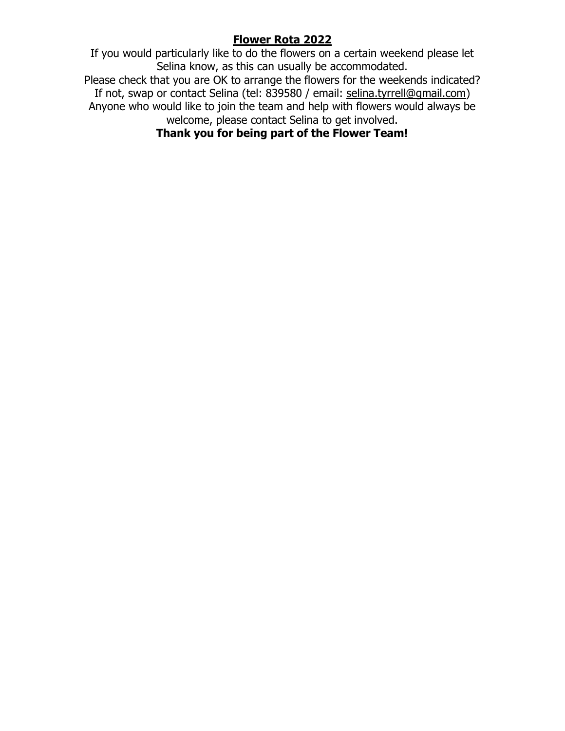**Flower Rota 2022**

If you would particularly like to do the flowers on a certain weekend please let Selina know, as this can usually be accommodated.

Please check that you are OK to arrange the flowers for the weekends indicated? If not, swap or contact Selina (tel: 839580 / email: selina.tyrrell@gmail.com)

Anyone who would like to join the team and help with flowers would always be welcome, please contact Selina to get involved.

**Thank you for being part of the Flower Team!**